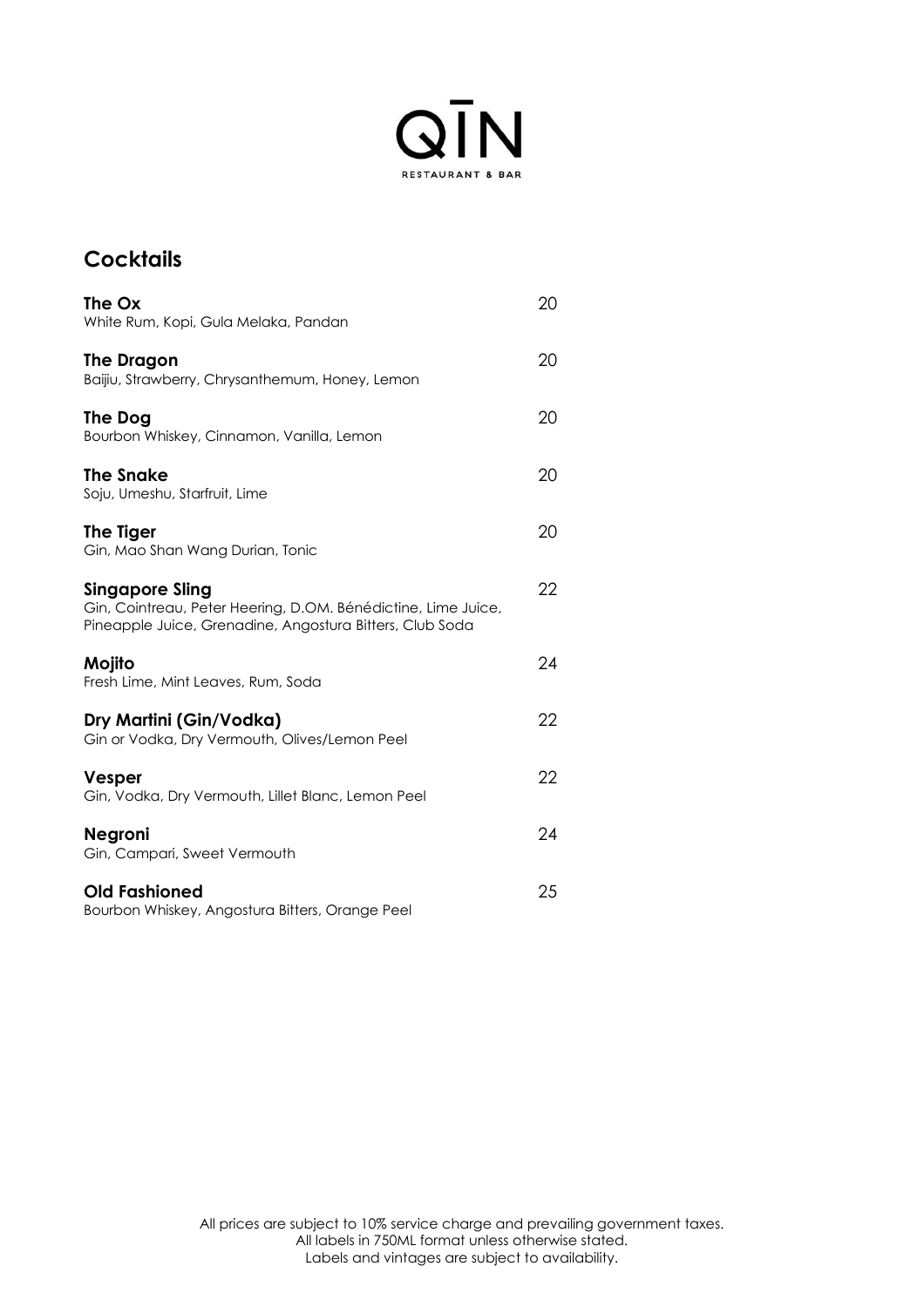# QĪN

RESTAURANT & BAR

## Cocktails

**The Ox** 20
White Rum, Kopi, Gula Melaka, Pandan

**The Dragon** 20
Baijiu, Strawberry, Chrysanthemum, Honey, Lemon

**The Dog** 20
Bourbon Whiskey, Cinnamon, Vanilla, Lemon

**The Snake** 20
Soju, Umeshu, Starfruit, Lime

**The Tiger** 20
Gin, Mao Shan Wang Durian, Tonic

**Singapore Sling** 22
Gin, Cointreau, Peter Heering, D.OM. Bénédictine, Lime Juice, Pineapple Juice, Grenadine, Angostura Bitters, Club Soda

**Mojito** 24
Fresh Lime, Mint Leaves, Rum, Soda

**Dry Martini (Gin/Vodka)** 22
Gin or Vodka, Dry Vermouth, Olives/Lemon Peel

**Vesper** 22
Gin, Vodka, Dry Vermouth, Lillet Blanc, Lemon Peel

**Negroni** 24
Gin, Campari, Sweet Vermouth

**Old Fashioned** 25
Bourbon Whiskey, Angostura Bitters, Orange Peel

All prices are subject to 10% service charge and prevailing government taxes.
All labels in 750ML format unless otherwise stated.
Labels and vintages are subject to availability.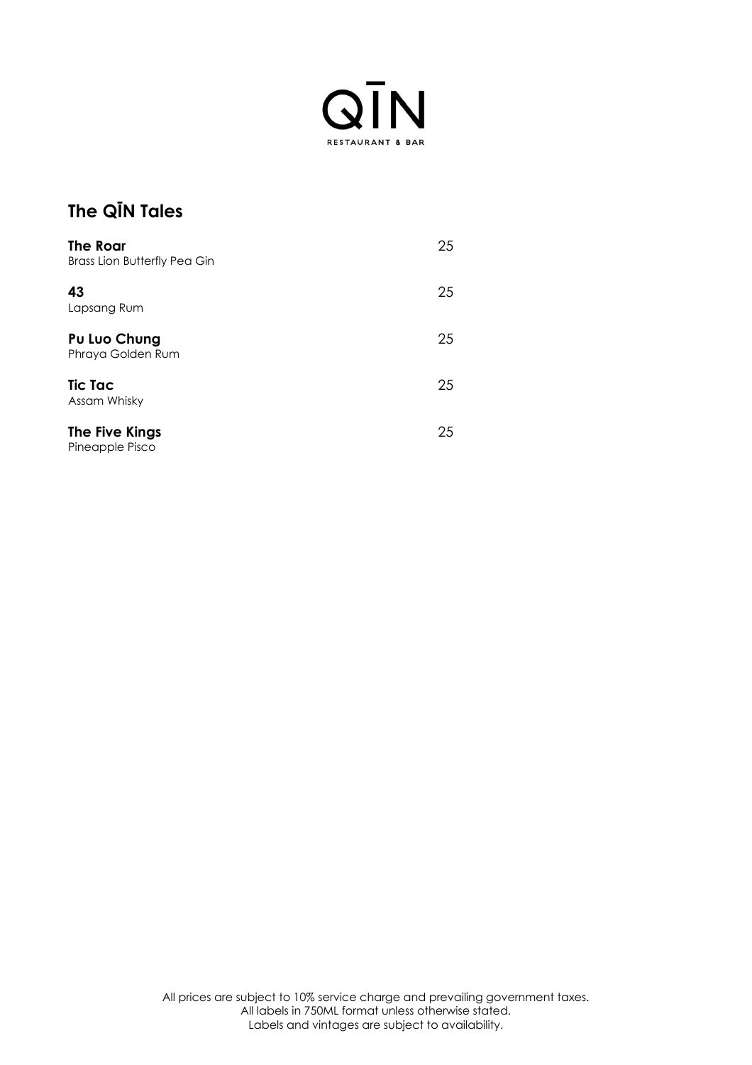# QĪN

RESTAURANT & BAR

## The QĪN Tales

**The Roar** — 25
Brass Lion Butterfly Pea Gin

**43** — 25
Lapsang Rum

**Pu Luo Chung** — 25
Phraya Golden Rum

**Tic Tac** — 25
Assam Whisky

**The Five Kings** — 25
Pineapple Pisco

All prices are subject to 10% service charge and prevailing government taxes.
All labels in 750ML format unless otherwise stated.
Labels and vintages are subject to availability.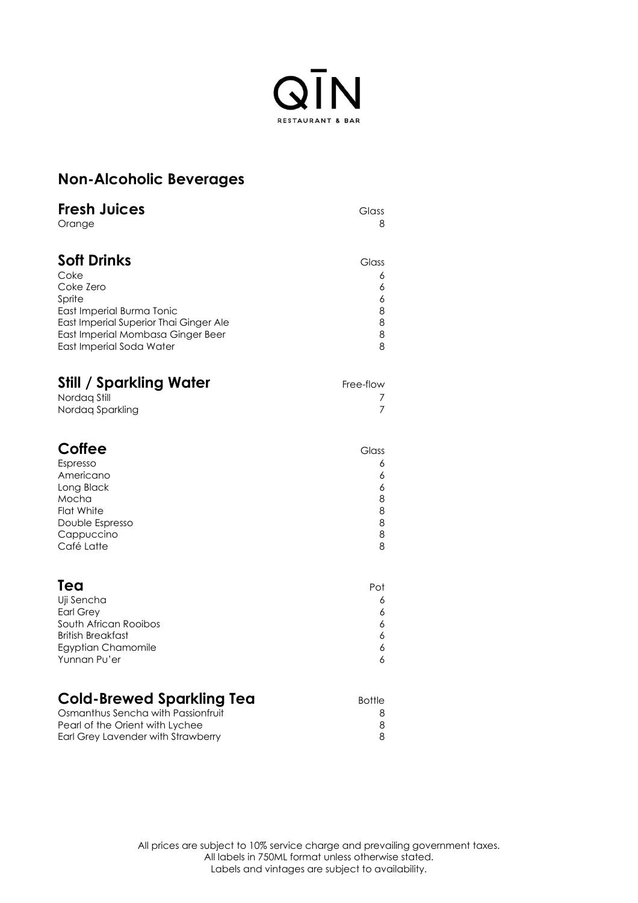# QĪN

RESTAURANT & BAR

## Non-Alcoholic Beverages

### Fresh Juices

| | Glass |
|---|---|
| Orange | 8 |

### Soft Drinks

| | Glass |
|---|---|
| Coke | 6 |
| Coke Zero | 6 |
| Sprite | 6 |
| East Imperial Burma Tonic | 8 |
| East Imperial Superior Thai Ginger Ale | 8 |
| East Imperial Mombasa Ginger Beer | 8 |
| East Imperial Soda Water | 8 |

### Still / Sparkling Water

| | Free-flow |
|---|---|
| Nordaq Still | 7 |
| Nordaq Sparkling | 7 |

### Coffee

| | Glass |
|---|---|
| Espresso | 6 |
| Americano | 6 |
| Long Black | 6 |
| Mocha | 8 |
| Flat White | 8 |
| Double Espresso | 8 |
| Cappuccino | 8 |
| Café Latte | 8 |

### Tea

| | Pot |
|---|---|
| Uji Sencha | 6 |
| Earl Grey | 6 |
| South African Rooibos | 6 |
| British Breakfast | 6 |
| Egyptian Chamomile | 6 |
| Yunnan Pu'er | 6 |

### Cold-Brewed Sparkling Tea

| | Bottle |
|---|---|
| Osmanthus Sencha with Passionfruit | 8 |
| Pearl of the Orient with Lychee | 8 |
| Earl Grey Lavender with Strawberry | 8 |

All prices are subject to 10% service charge and prevailing government taxes.
All labels in 750ML format unless otherwise stated.
Labels and vintages are subject to availability.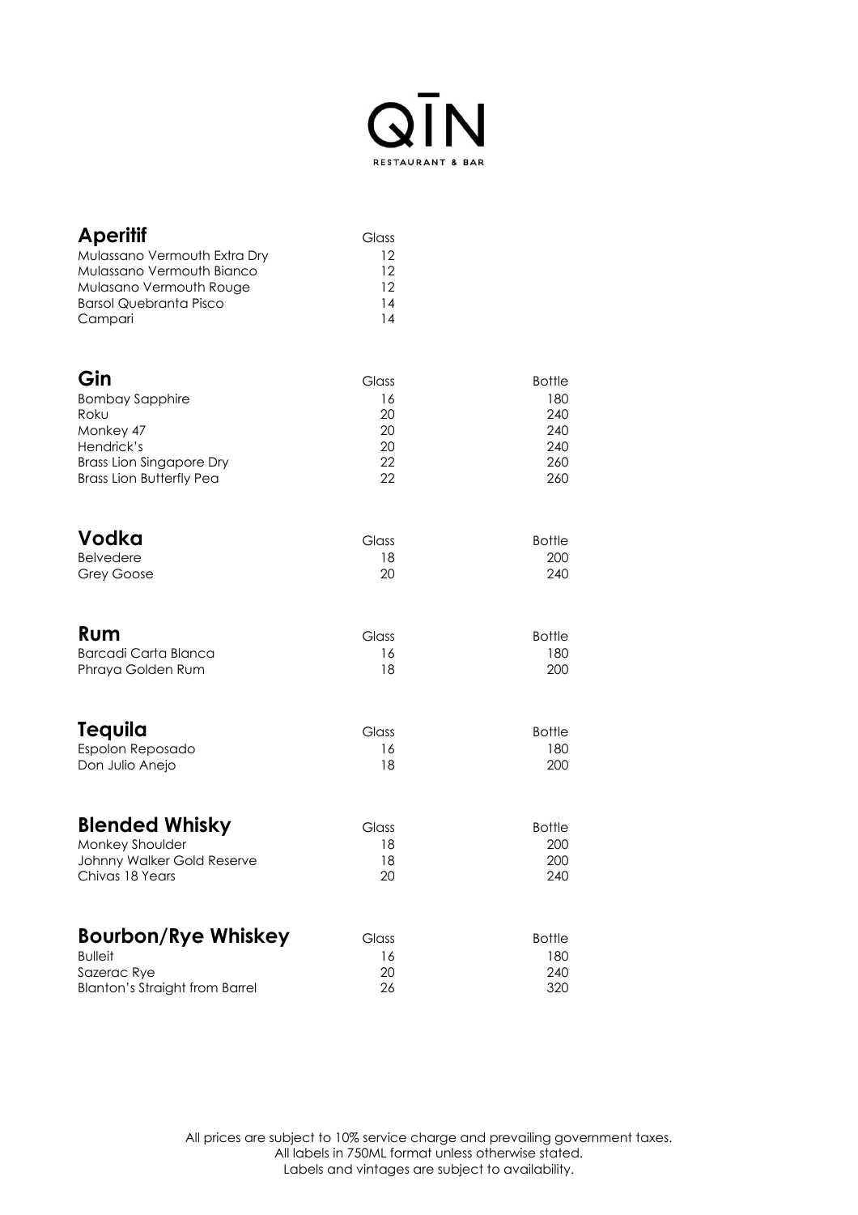# QĪN

RESTAURANT & BAR

## Aperitif

| | Glass |
|---|---|
| Mulassano Vermouth Extra Dry | 12 |
| Mulassano Vermouth Bianco | 12 |
| Mulasano Vermouth Rouge | 12 |
| Barsol Quebranta Pisco | 14 |
| Campari | 14 |

## Gin

| | Glass | Bottle |
|---|---|---|
| Bombay Sapphire | 16 | 180 |
| Roku | 20 | 240 |
| Monkey 47 | 20 | 240 |
| Hendrick's | 20 | 240 |
| Brass Lion Singapore Dry | 22 | 260 |
| Brass Lion Butterfly Pea | 22 | 260 |

## Vodka

| | Glass | Bottle |
|---|---|---|
| Belvedere | 18 | 200 |
| Grey Goose | 20 | 240 |

## Rum

| | Glass | Bottle |
|---|---|---|
| Barcadi Carta Blanca | 16 | 180 |
| Phraya Golden Rum | 18 | 200 |

## Tequila

| | Glass | Bottle |
|---|---|---|
| Espolon Reposado | 16 | 180 |
| Don Julio Anejo | 18 | 200 |

## Blended Whisky

| | Glass | Bottle |
|---|---|---|
| Monkey Shoulder | 18 | 200 |
| Johnny Walker Gold Reserve | 18 | 200 |
| Chivas 18 Years | 20 | 240 |

## Bourbon/Rye Whiskey

| | Glass | Bottle |
|---|---|---|
| Bulleit | 16 | 180 |
| Sazerac Rye | 20 | 240 |
| Blanton's Straight from Barrel | 26 | 320 |

All prices are subject to 10% service charge and prevailing government taxes.
All labels in 750ML format unless otherwise stated.
Labels and vintages are subject to availability.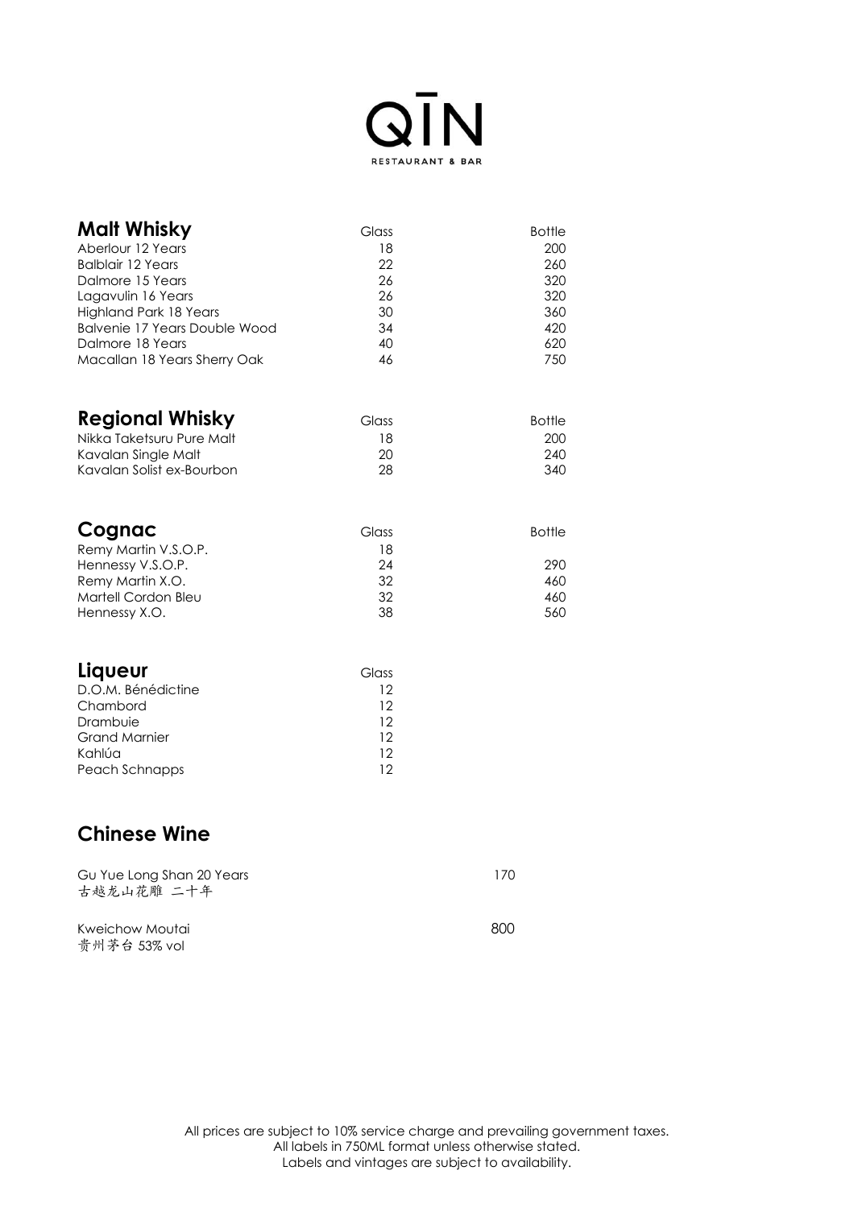# QĪN

RESTAURANT & BAR

## Malt Whisky

| Malt Whisky | Glass | Bottle |
|---|---|---|
| Aberlour 12 Years | 18 | 200 |
| Balblair 12 Years | 22 | 260 |
| Dalmore 15 Years | 26 | 320 |
| Lagavulin 16 Years | 26 | 320 |
| Highland Park 18 Years | 30 | 360 |
| Balvenie 17 Years Double Wood | 34 | 420 |
| Dalmore 18 Years | 40 | 620 |
| Macallan 18 Years Sherry Oak | 46 | 750 |

## Regional Whisky

| Regional Whisky | Glass | Bottle |
|---|---|---|
| Nikka Taketsuru Pure Malt | 18 | 200 |
| Kavalan Single Malt | 20 | 240 |
| Kavalan Solist ex-Bourbon | 28 | 340 |

## Cognac

| Cognac | Glass | Bottle |
|---|---|---|
| Remy Martin V.S.O.P. | 18 | |
| Hennessy V.S.O.P. | 24 | 290 |
| Remy Martin X.O. | 32 | 460 |
| Martell Cordon Bleu | 32 | 460 |
| Hennessy X.O. | 38 | 560 |

## Liqueur

| Liqueur | Glass |
|---|---|
| D.O.M. Bénédictine | 12 |
| Chambord | 12 |
| Drambuie | 12 |
| Grand Marnier | 12 |
| Kahlúa | 12 |
| Peach Schnapps | 12 |

## Chinese Wine

| Chinese Wine | Price |
|---|---|
| Gu Yue Long Shan 20 Years<br>古越龙山花雕 二十年 | 170 |
| Kweichow Moutai<br>贵州茅台 53% vol | 800 |

All prices are subject to 10% service charge and prevailing government taxes.
All labels in 750ML format unless otherwise stated.
Labels and vintages are subject to availability.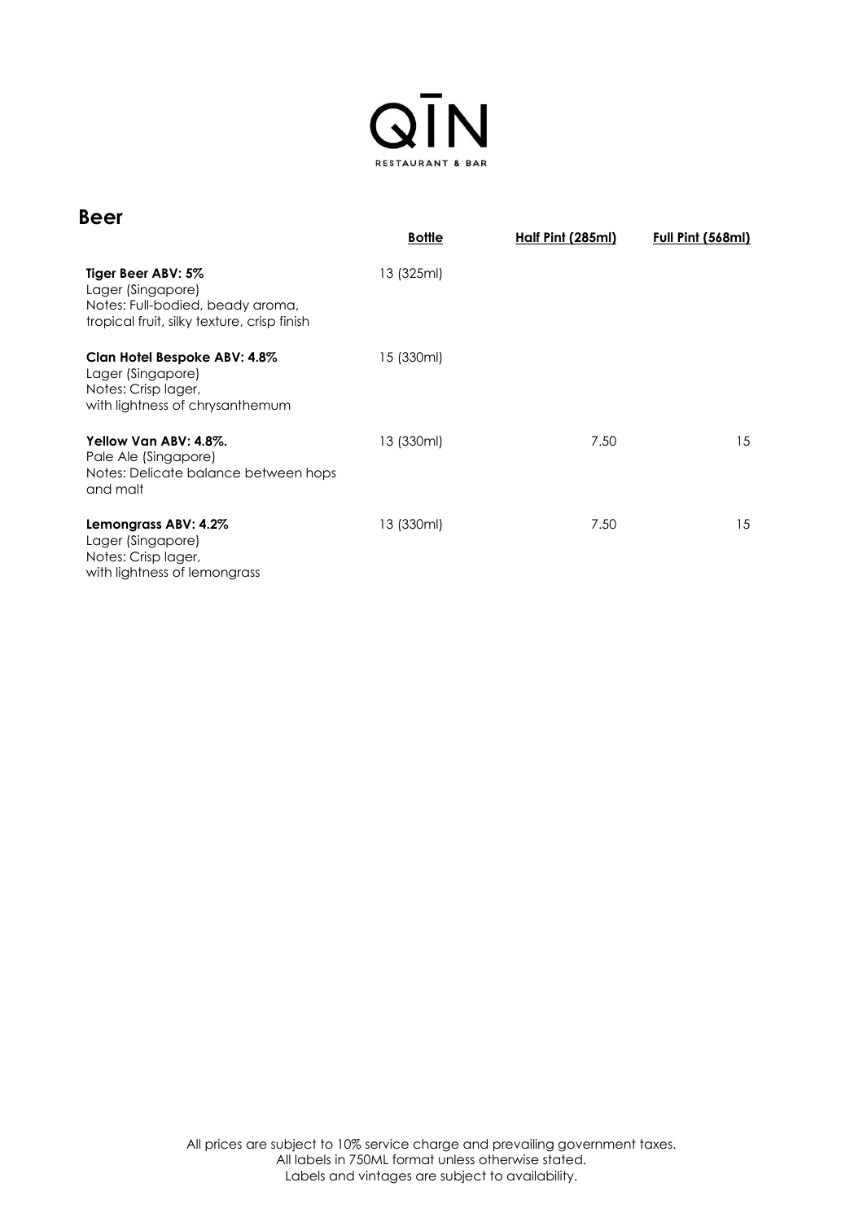# QĪN

RESTAURANT & BAR

## Beer

| | Bottle | Half Pint (285ml) | Full Pint (568ml) |
|---|---|---|---|
| **Tiger Beer ABV: 5%**<br>Lager (Singapore)<br>Notes: Full-bodied, beady aroma, tropical fruit, silky texture, crisp finish | 13 (325ml) | | |
| **Clan Hotel Bespoke ABV: 4.8%**<br>Lager (Singapore)<br>Notes: Crisp lager, with lightness of chrysanthemum | 15 (330ml) | | |
| **Yellow Van ABV: 4.8%.**<br>Pale Ale (Singapore)<br>Notes: Delicate balance between hops and malt | 13 (330ml) | 7.50 | 15 |
| **Lemongrass ABV: 4.2%**<br>Lager (Singapore)<br>Notes: Crisp lager, with lightness of lemongrass | 13 (330ml) | 7.50 | 15 |

All prices are subject to 10% service charge and prevailing government taxes.
All labels in 750ML format unless otherwise stated.
Labels and vintages are subject to availability.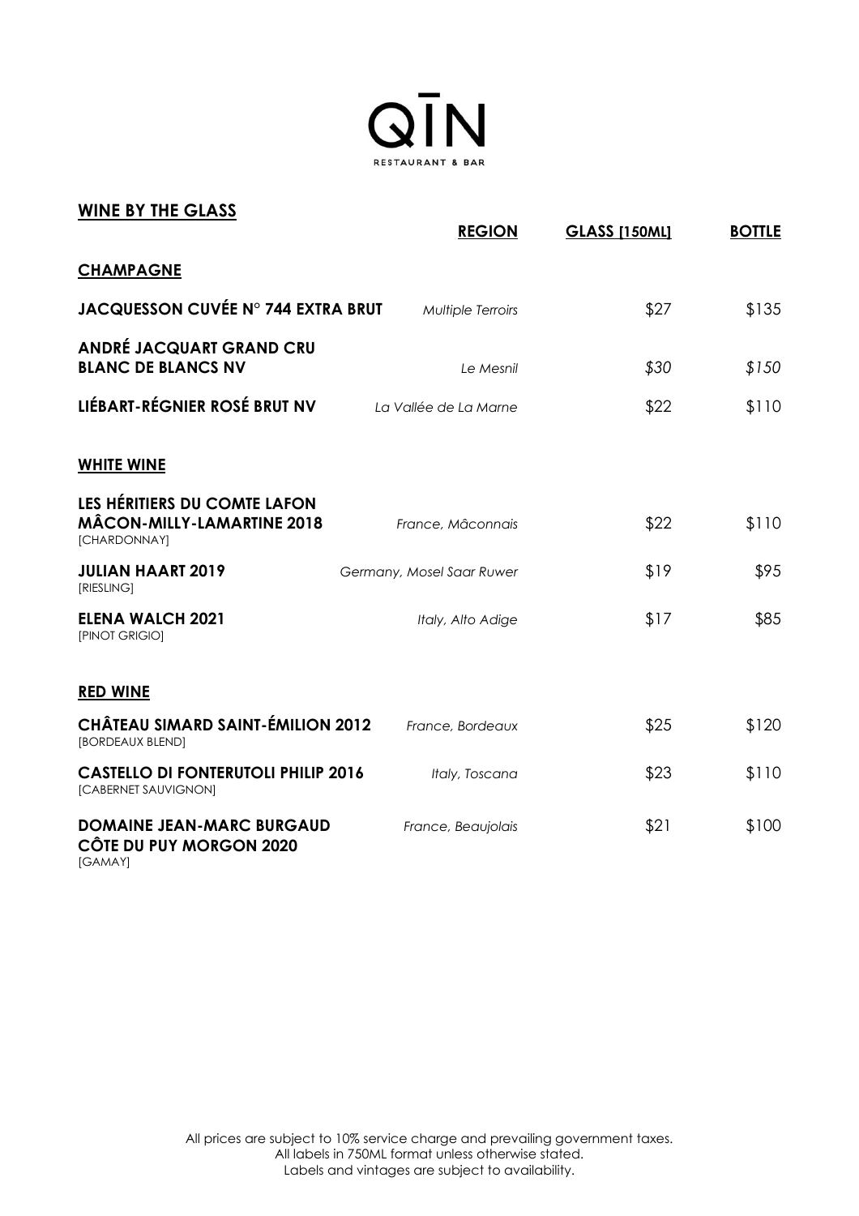# QĪN

RESTAURANT & BAR

## WINE BY THE GLASS

| | REGION | GLASS [150ML] | BOTTLE |
|---|---|---|---|
| **CHAMPAGNE** | | | |
| **JACQUESSON CUVÉE N° 744 EXTRA BRUT** | *Multiple Terroirs* | $27 | $135 |
| **ANDRÉ JACQUART GRAND CRU BLANC DE BLANCS NV** | *Le Mesnil* | *$30* | *$150* |
| **LIÉBART-RÉGNIER ROSÉ BRUT NV** | *La Vallée de La Marne* | $22 | $110 |
| **WHITE WINE** | | | |
| **LES HÉRITIERS DU COMTE LAFON MÂCON-MILLY-LAMARTINE 2018** [CHARDONNAY] | *France, Mâconnais* | $22 | $110 |
| **JULIAN HAART 2019** [RIESLING] | *Germany, Mosel Saar Ruwer* | $19 | $95 |
| **ELENA WALCH 2021** [PINOT GRIGIO] | *Italy, Alto Adige* | $17 | $85 |
| **RED WINE** | | | |
| **CHÂTEAU SIMARD SAINT-ÉMILION 2012** [BORDEAUX BLEND] | *France, Bordeaux* | $25 | $120 |
| **CASTELLO DI FONTERUTOLI PHILIP 2016** [CABERNET SAUVIGNON] | *Italy, Toscana* | $23 | $110 |
| **DOMAINE JEAN-MARC BURGAUD CÔTE DU PUY MORGON 2020** [GAMAY] | *France, Beaujolais* | $21 | $100 |

All prices are subject to 10% service charge and prevailing government taxes.
All labels in 750ML format unless otherwise stated.
Labels and vintages are subject to availability.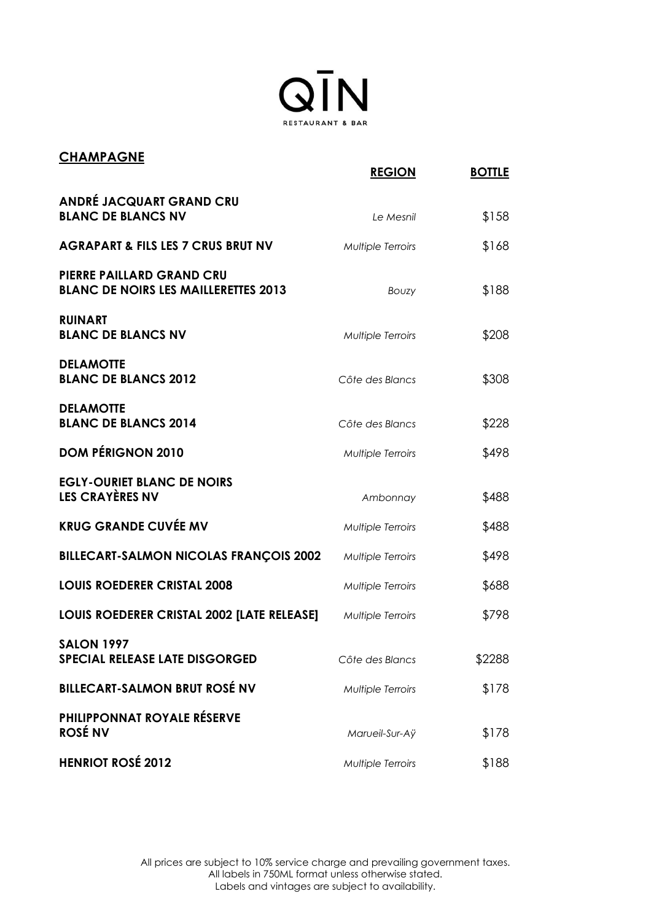# QĪN
RESTAURANT & BAR

## CHAMPAGNE

| | REGION | BOTTLE |
|---|---|---|
| **ANDRÉ JACQUART GRAND CRU BLANC DE BLANCS NV** | *Le Mesnil* | $158 |
| **AGRAPART & FILS LES 7 CRUS BRUT NV** | *Multiple Terroirs* | $168 |
| **PIERRE PAILLARD GRAND CRU BLANC DE NOIRS LES MAILLERETTES 2013** | *Bouzy* | $188 |
| **RUINART BLANC DE BLANCS NV** | *Multiple Terroirs* | $208 |
| **DELAMOTTE BLANC DE BLANCS 2012** | *Côte des Blancs* | $308 |
| **DELAMOTTE BLANC DE BLANCS 2014** | *Côte des Blancs* | $228 |
| **DOM PÉRIGNON 2010** | *Multiple Terroirs* | $498 |
| **EGLY-OURIET BLANC DE NOIRS LES CRAYÈRES NV** | *Ambonnay* | $488 |
| **KRUG GRANDE CUVÉE MV** | *Multiple Terroirs* | $488 |
| **BILLECART-SALMON NICOLAS FRANÇOIS 2002** | *Multiple Terroirs* | $498 |
| **LOUIS ROEDERER CRISTAL 2008** | *Multiple Terroirs* | $688 |
| **LOUIS ROEDERER CRISTAL 2002 [LATE RELEASE]** | *Multiple Terroirs* | $798 |
| **SALON 1997 SPECIAL RELEASE LATE DISGORGED** | *Côte des Blancs* | $2288 |
| **BILLECART-SALMON BRUT ROSÉ NV** | *Multiple Terroirs* | $178 |
| **PHILIPPONNAT ROYALE RÉSERVE ROSÉ NV** | *Marueil-Sur-Aÿ* | $178 |
| **HENRIOT ROSÉ 2012** | *Multiple Terroirs* | $188 |

All prices are subject to 10% service charge and prevailing government taxes.
All labels in 750ML format unless otherwise stated.
Labels and vintages are subject to availability.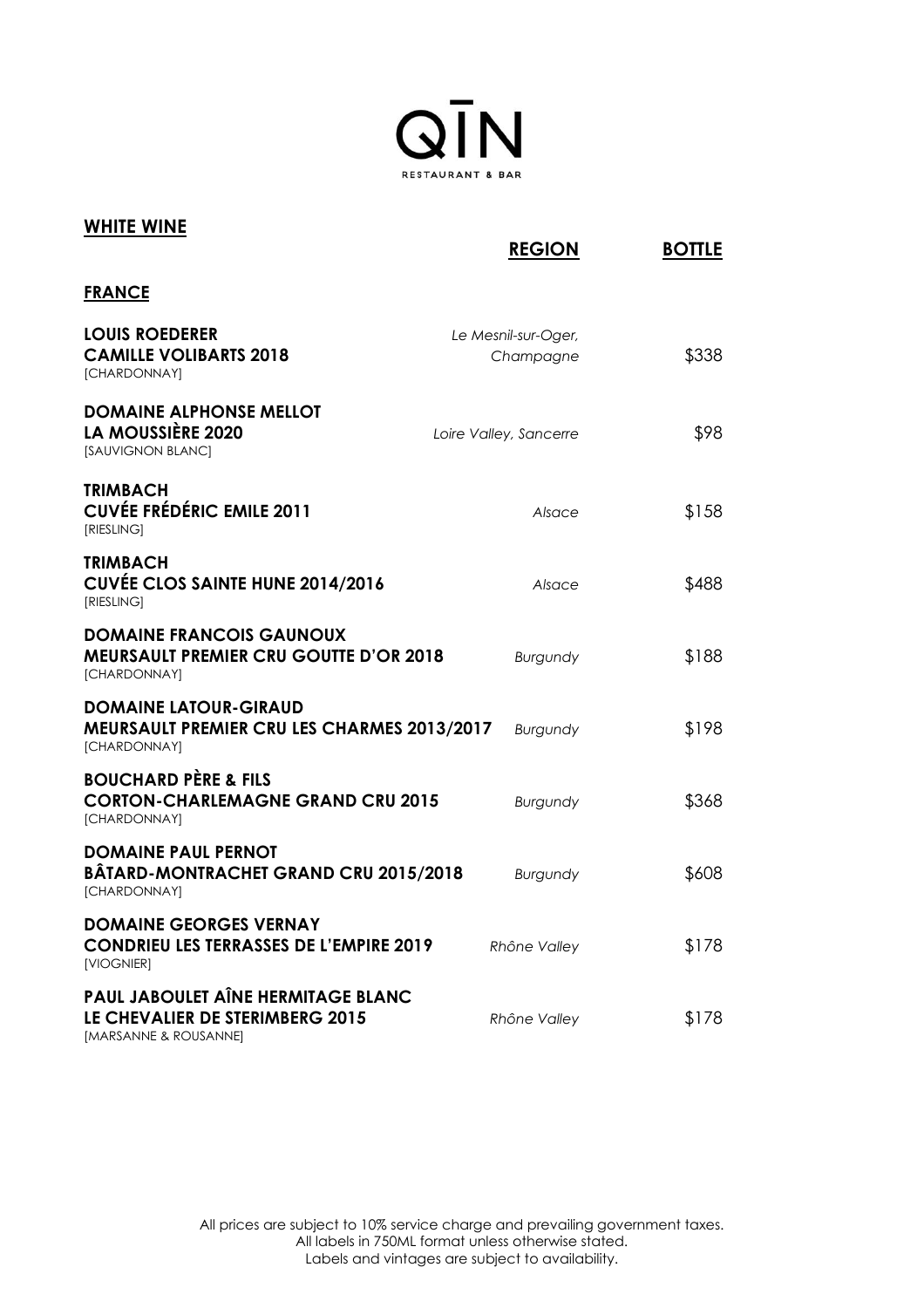# QĪN

RESTAURANT & BAR

## WHITE WINE

### FRANCE

| Wine | REGION | BOTTLE |
|---|---|---|
| **LOUIS ROEDERER**<br>**CAMILLE VOLIBARTS 2018**<br>[CHARDONNAY] | *Le Mesnil-sur-Oger, Champagne* | $338 |
| **DOMAINE ALPHONSE MELLOT**<br>**LA MOUSSIÈRE 2020**<br>[SAUVIGNON BLANC] | *Loire Valley, Sancerre* | $98 |
| **TRIMBACH**<br>**CUVÉE FRÉDÉRIC EMILE 2011**<br>[RIESLING] | *Alsace* | $158 |
| **TRIMBACH**<br>**CUVÉE CLOS SAINTE HUNE 2014/2016**<br>[RIESLING] | *Alsace* | $488 |
| **DOMAINE FRANCOIS GAUNOUX**<br>**MEURSAULT PREMIER CRU GOUTTE D'OR 2018**<br>[CHARDONNAY] | *Burgundy* | $188 |
| **DOMAINE LATOUR-GIRAUD**<br>**MEURSAULT PREMIER CRU LES CHARMES 2013/2017**<br>[CHARDONNAY] | *Burgundy* | $198 |
| **BOUCHARD PÈRE & FILS**<br>**CORTON-CHARLEMAGNE GRAND CRU 2015**<br>[CHARDONNAY] | *Burgundy* | $368 |
| **DOMAINE PAUL PERNOT**<br>**BÂTARD-MONTRACHET GRAND CRU 2015/2018**<br>[CHARDONNAY] | *Burgundy* | $608 |
| **DOMAINE GEORGES VERNAY**<br>**CONDRIEU LES TERRASSES DE L'EMPIRE 2019**<br>[VIOGNIER] | *Rhône Valley* | $178 |
| **PAUL JABOULET AÎNE HERMITAGE BLANC**<br>**LE CHEVALIER DE STERIMBERG 2015**<br>[MARSANNE & ROUSANNE] | *Rhône Valley* | $178 |

All prices are subject to 10% service charge and prevailing government taxes.
All labels in 750ML format unless otherwise stated.
Labels and vintages are subject to availability.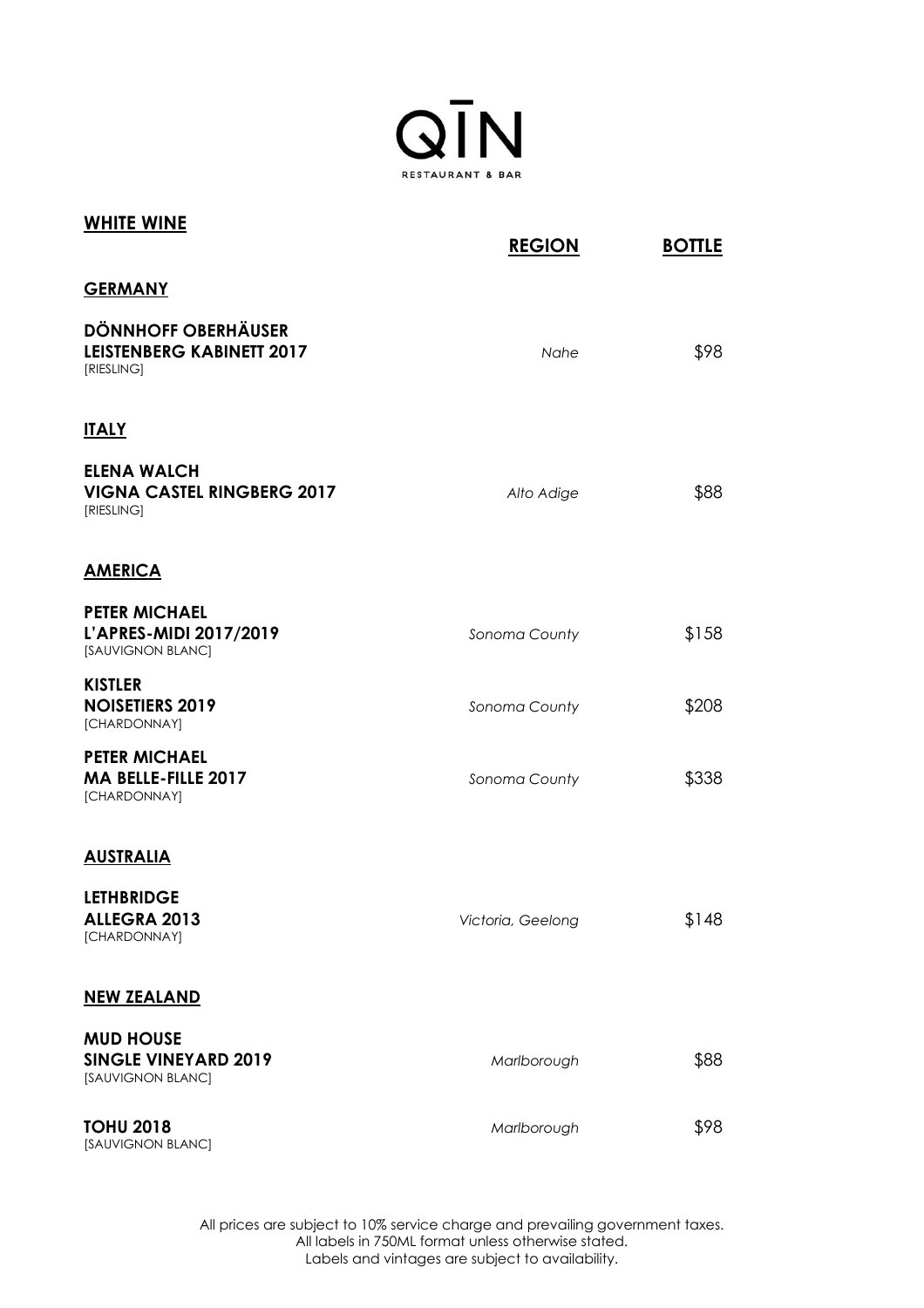# QĪN

RESTAURANT & BAR

## WHITE WINE

| | REGION | BOTTLE |
|---|---|---|
| **GERMANY** | | |
| **DÖNNHOFF OBERHÄUSER LEISTENBERG KABINETT 2017** [RIESLING] | *Nahe* | $98 |
| **ITALY** | | |
| **ELENA WALCH VIGNA CASTEL RINGBERG 2017** [RIESLING] | *Alto Adige* | $88 |
| **AMERICA** | | |
| **PETER MICHAEL L'APRES-MIDI 2017/2019** [SAUVIGNON BLANC] | *Sonoma County* | $158 |
| **KISTLER NOISETIERS 2019** [CHARDONNAY] | *Sonoma County* | $208 |
| **PETER MICHAEL MA BELLE-FILLE 2017** [CHARDONNAY] | *Sonoma County* | $338 |
| **AUSTRALIA** | | |
| **LETHBRIDGE ALLEGRA 2013** [CHARDONNAY] | *Victoria, Geelong* | $148 |
| **NEW ZEALAND** | | |
| **MUD HOUSE SINGLE VINEYARD 2019** [SAUVIGNON BLANC] | *Marlborough* | $88 |
| **TOHU 2018** [SAUVIGNON BLANC] | *Marlborough* | $98 |

All prices are subject to 10% service charge and prevailing government taxes.
All labels in 750ML format unless otherwise stated.
Labels and vintages are subject to availability.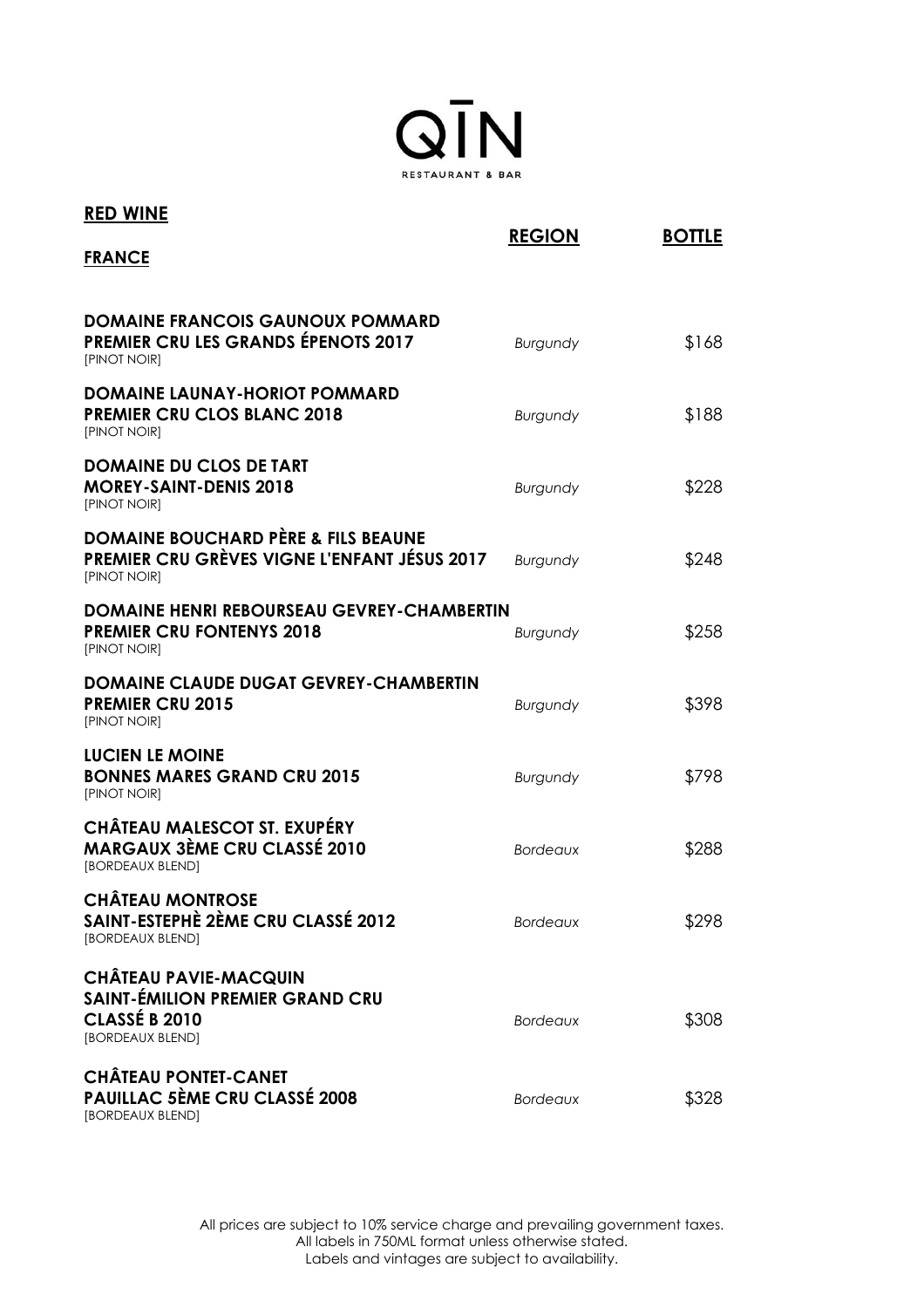# QĪN

RESTAURANT & BAR

## RED WINE

### FRANCE

| | REGION | BOTTLE |
|---|---|---|
| **DOMAINE FRANCOIS GAUNOUX POMMARD PREMIER CRU LES GRANDS ÉPENOTS 2017** [PINOT NOIR] | *Burgundy* | $168 |
| **DOMAINE LAUNAY-HORIOT POMMARD PREMIER CRU CLOS BLANC 2018** [PINOT NOIR] | *Burgundy* | $188 |
| **DOMAINE DU CLOS DE TART MOREY-SAINT-DENIS 2018** [PINOT NOIR] | *Burgundy* | $228 |
| **DOMAINE BOUCHARD PÈRE & FILS BEAUNE PREMIER CRU GRÈVES VIGNE L'ENFANT JÉSUS 2017** [PINOT NOIR] | *Burgundy* | $248 |
| **DOMAINE HENRI REBOURSEAU GEVREY-CHAMBERTIN PREMIER CRU FONTENYS 2018** [PINOT NOIR] | *Burgundy* | $258 |
| **DOMAINE CLAUDE DUGAT GEVREY-CHAMBERTIN PREMIER CRU 2015** [PINOT NOIR] | *Burgundy* | $398 |
| **LUCIEN LE MOINE BONNES MARES GRAND CRU 2015** [PINOT NOIR] | *Burgundy* | $798 |
| **CHÂTEAU MALESCOT ST. EXUPÉRY MARGAUX 3ÈME CRU CLASSÉ 2010** [BORDEAUX BLEND] | *Bordeaux* | $288 |
| **CHÂTEAU MONTROSE SAINT-ESTEPHÈ 2ÈME CRU CLASSÉ 2012** [BORDEAUX BLEND] | *Bordeaux* | $298 |
| **CHÂTEAU PAVIE-MACQUIN SAINT-ÉMILION PREMIER GRAND CRU CLASSÉ B 2010** [BORDEAUX BLEND] | *Bordeaux* | $308 |
| **CHÂTEAU PONTET-CANET PAUILLAC 5ÈME CRU CLASSÉ 2008** [BORDEAUX BLEND] | *Bordeaux* | $328 |

All prices are subject to 10% service charge and prevailing government taxes.
All labels in 750ML format unless otherwise stated.
Labels and vintages are subject to availability.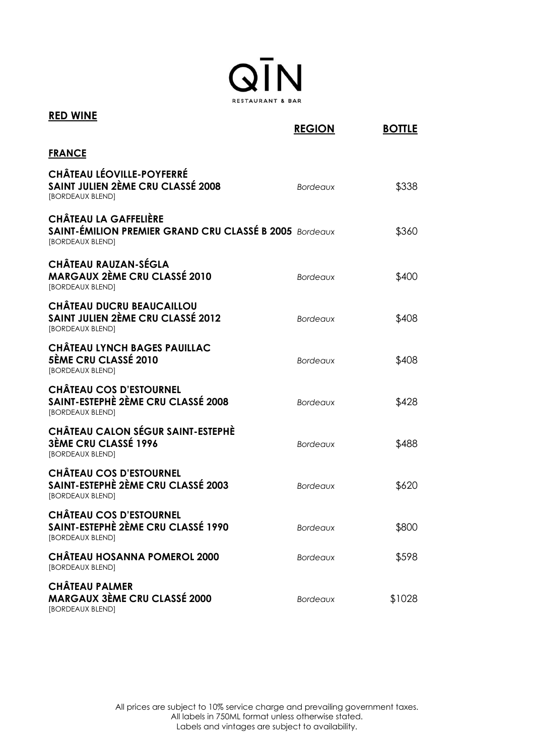# QĪN

RESTAURANT & BAR

## RED WINE

| | REGION | BOTTLE |
|---|---|---|
| **FRANCE** | | |
| **CHÂTEAU LÉOVILLE-POYFERRÉ SAINT JULIEN 2ÈME CRU CLASSÉ 2008** [BORDEAUX BLEND] | *Bordeaux* | $338 |
| **CHÂTEAU LA GAFFELIÈRE SAINT-ÉMILION PREMIER GRAND CRU CLASSÉ B 2005** [BORDEAUX BLEND] | *Bordeaux* | $360 |
| **CHÂTEAU RAUZAN-SÉGLA MARGAUX 2ÈME CRU CLASSÉ 2010** [BORDEAUX BLEND] | *Bordeaux* | $400 |
| **CHÂTEAU DUCRU BEAUCAILLOU SAINT JULIEN 2ÈME CRU CLASSÉ 2012** [BORDEAUX BLEND] | *Bordeaux* | $408 |
| **CHÂTEAU LYNCH BAGES PAUILLAC 5ÈME CRU CLASSÉ 2010** [BORDEAUX BLEND] | *Bordeaux* | $408 |
| **CHÂTEAU COS D'ESTOURNEL SAINT-ESTEPHÈ 2ÈME CRU CLASSÉ 2008** [BORDEAUX BLEND] | *Bordeaux* | $428 |
| **CHÂTEAU CALON SÉGUR SAINT-ESTEPHÈ 3ÈME CRU CLASSÉ 1996** [BORDEAUX BLEND] | *Bordeaux* | $488 |
| **CHÂTEAU COS D'ESTOURNEL SAINT-ESTEPHÈ 2ÈME CRU CLASSÉ 2003** [BORDEAUX BLEND] | *Bordeaux* | $620 |
| **CHÂTEAU COS D'ESTOURNEL SAINT-ESTEPHÈ 2ÈME CRU CLASSÉ 1990** [BORDEAUX BLEND] | *Bordeaux* | $800 |
| **CHÂTEAU HOSANNA POMEROL 2000** [BORDEAUX BLEND] | *Bordeaux* | $598 |
| **CHÂTEAU PALMER MARGAUX 3ÈME CRU CLASSÉ 2000** [BORDEAUX BLEND] | *Bordeaux* | $1028 |

All prices are subject to 10% service charge and prevailing government taxes.
All labels in 750ML format unless otherwise stated.
Labels and vintages are subject to availability.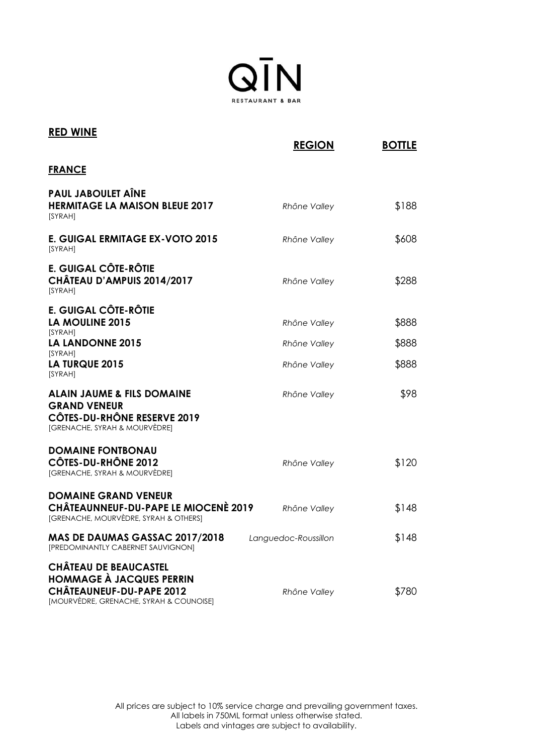# QĪN

RESTAURANT & BAR

## RED WINE

### FRANCE

| Wine | REGION | BOTTLE |
|---|---|---|
| **PAUL JABOULET AÎNE HERMITAGE LA MAISON BLEUE 2017** [SYRAH] | *Rhône Valley* | $188 |
| **E. GUIGAL ERMITAGE EX-VOTO 2015** [SYRAH] | *Rhône Valley* | $608 |
| **E. GUIGAL CÔTE-RÔTIE CHÂTEAU D'AMPUIS 2014/2017** [SYRAH] | *Rhône Valley* | $288 |
| **E. GUIGAL CÔTE-RÔTIE** | | |
| **LA MOULINE 2015** [SYRAH] | *Rhône Valley* | $888 |
| **LA LANDONNE 2015** [SYRAH] | *Rhône Valley* | $888 |
| **LA TURQUE 2015** [SYRAH] | *Rhône Valley* | $888 |
| **ALAIN JAUME & FILS DOMAINE GRAND VENEUR CÔTES-DU-RHÔNE RESERVE 2019** [GRENACHE, SYRAH & MOURVÈDRE] | *Rhône Valley* | $98 |
| **DOMAINE FONTBONAU CÔTES-DU-RHÔNE 2012** [GRENACHE, SYRAH & MOURVÈDRE] | *Rhône Valley* | $120 |
| **DOMAINE GRAND VENEUR CHÂTEAUNNEUF-DU-PAPE LE MIOCENÈ 2019** [GRENACHE, MOURVÈDRE, SYRAH & OTHERS] | *Rhône Valley* | $148 |
| **MAS DE DAUMAS GASSAC 2017/2018** [PREDOMINANTLY CABERNET SAUVIGNON] | *Languedoc-Roussillon* | $148 |
| **CHÂTEAU DE BEAUCASTEL HOMMAGE À JACQUES PERRIN CHÂTEAUNEUF-DU-PAPE 2012** [MOURVÈDRE, GRENACHE, SYRAH & COUNOISE] | *Rhône Valley* | $780 |

All prices are subject to 10% service charge and prevailing government taxes.
All labels in 750ML format unless otherwise stated.
Labels and vintages are subject to availability.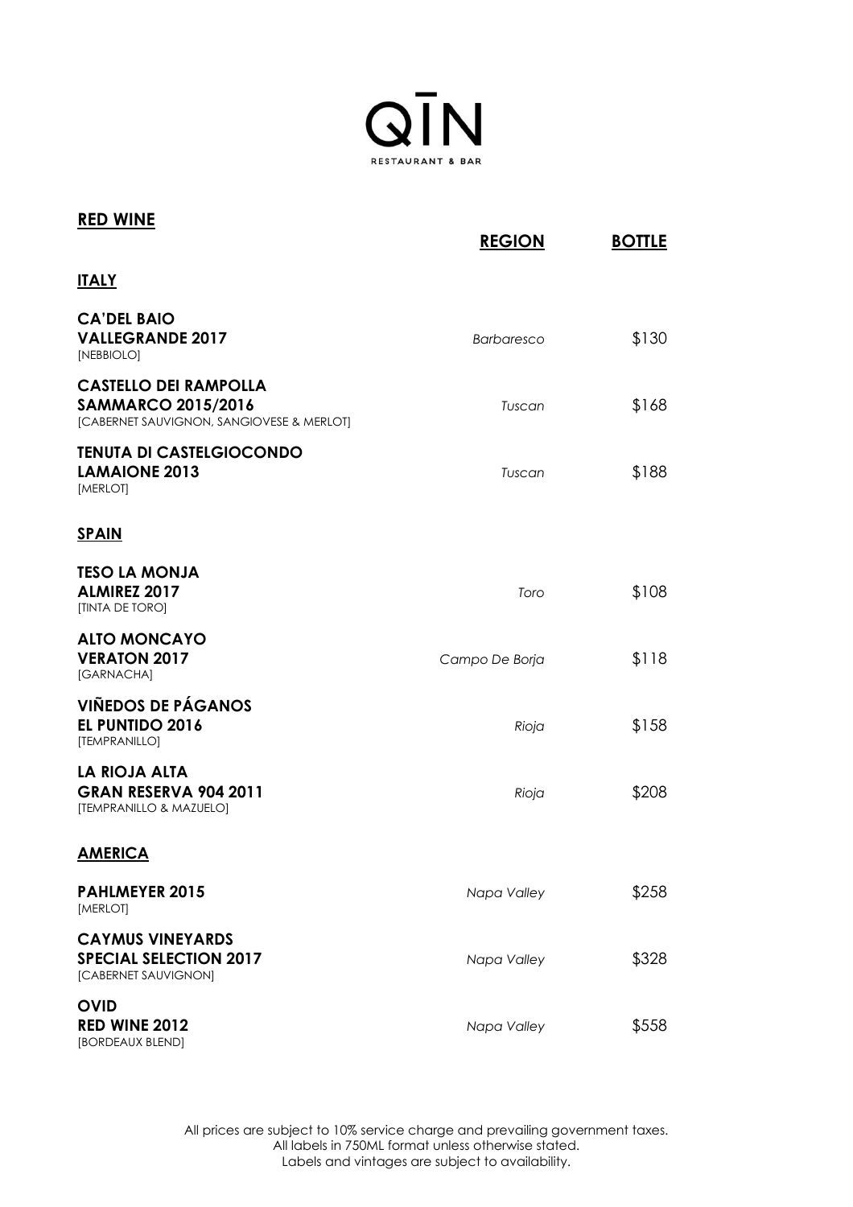# QĪN

RESTAURANT & BAR

## RED WINE

| | REGION | BOTTLE |
|---|---|---|
| **ITALY** | | |
| **CA'DEL BAIO**<br>**VALLEGRANDE 2017**<br>[NEBBIOLO] | *Barbaresco* | $130 |
| **CASTELLO DEI RAMPOLLA**<br>**SAMMARCO 2015/2016**<br>[CABERNET SAUVIGNON, SANGIOVESE & MERLOT] | *Tuscan* | $168 |
| **TENUTA DI CASTELGIOCONDO**<br>**LAMAIONE 2013**<br>[MERLOT] | *Tuscan* | $188 |
| **SPAIN** | | |
| **TESO LA MONJA**<br>**ALMIREZ 2017**<br>[TINTA DE TORO] | *Toro* | $108 |
| **ALTO MONCAYO**<br>**VERATON 2017**<br>[GARNACHA] | *Campo De Borja* | $118 |
| **VIÑEDOS DE PÁGANOS**<br>**EL PUNTIDO 2016**<br>[TEMPRANILLO] | *Rioja* | $158 |
| **LA RIOJA ALTA**<br>**GRAN RESERVA 904 2011**<br>[TEMPRANILLO & MAZUELO] | *Rioja* | $208 |
| **AMERICA** | | |
| **PAHLMEYER 2015**<br>[MERLOT] | *Napa Valley* | $258 |
| **CAYMUS VINEYARDS**<br>**SPECIAL SELECTION 2017**<br>[CABERNET SAUVIGNON] | *Napa Valley* | $328 |
| **OVID**<br>**RED WINE 2012**<br>[BORDEAUX BLEND] | *Napa Valley* | $558 |

All prices are subject to 10% service charge and prevailing government taxes.
All labels in 750ML format unless otherwise stated.
Labels and vintages are subject to availability.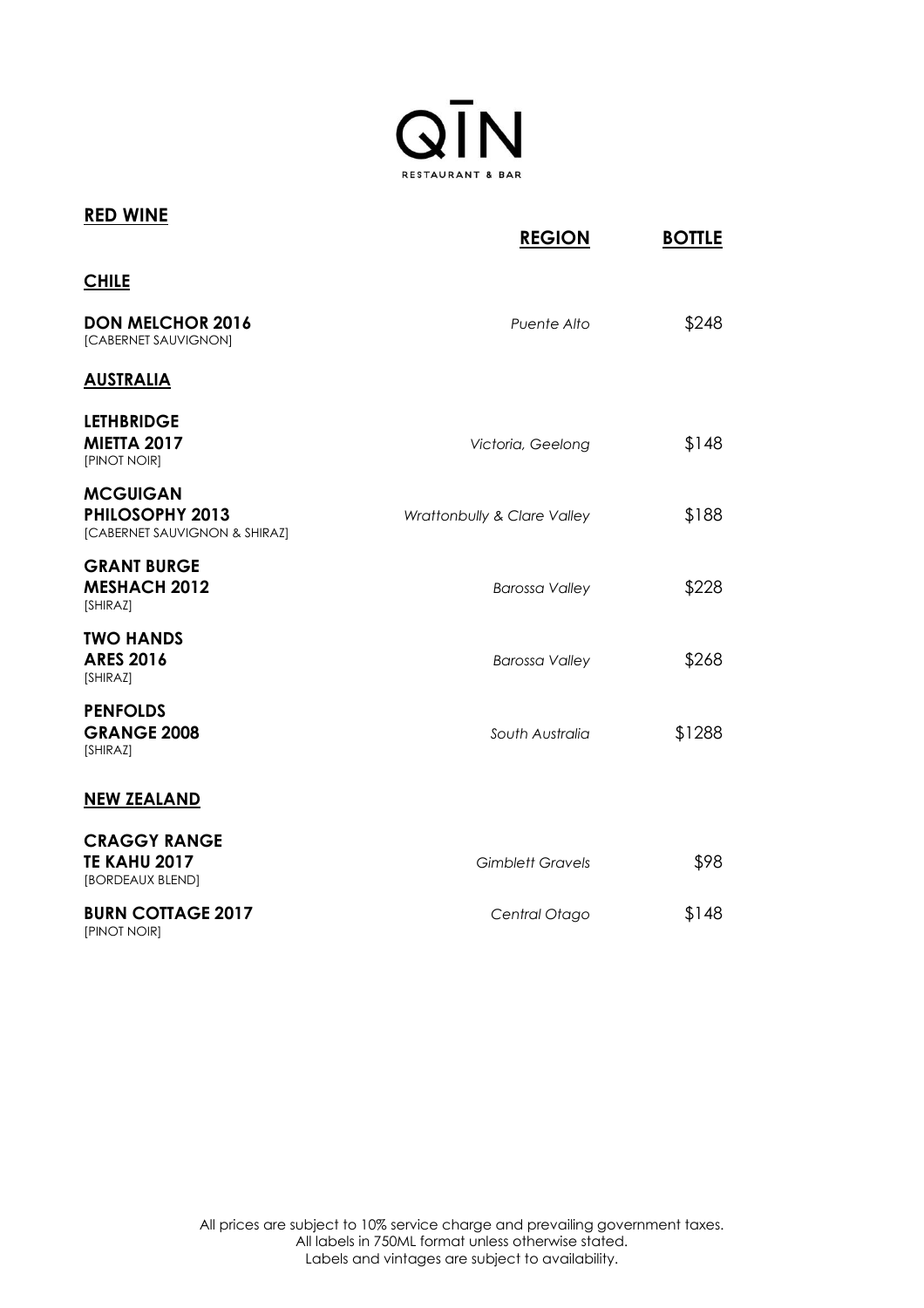# QĪN

RESTAURANT & BAR

## RED WINE

| | REGION | BOTTLE |
|---|---|---|
| **CHILE** | | |
| **DON MELCHOR 2016**<br>[CABERNET SAUVIGNON] | *Puente Alto* | $248 |
| **AUSTRALIA** | | |
| **LETHBRIDGE**<br>**MIETTA 2017**<br>[PINOT NOIR] | *Victoria, Geelong* | $148 |
| **MCGUIGAN**<br>**PHILOSOPHY 2013**<br>[CABERNET SAUVIGNON & SHIRAZ] | *Wrattonbully & Clare Valley* | $188 |
| **GRANT BURGE**<br>**MESHACH 2012**<br>[SHIRAZ] | *Barossa Valley* | $228 |
| **TWO HANDS**<br>**ARES 2016**<br>[SHIRAZ] | *Barossa Valley* | $268 |
| **PENFOLDS**<br>**GRANGE 2008**<br>[SHIRAZ] | *South Australia* | $1288 |
| **NEW ZEALAND** | | |
| **CRAGGY RANGE**<br>**TE KAHU 2017**<br>[BORDEAUX BLEND] | *Gimblett Gravels* | $98 |
| **BURN COTTAGE 2017**<br>[PINOT NOIR] | *Central Otago* | $148 |

All prices are subject to 10% service charge and prevailing government taxes.
All labels in 750ML format unless otherwise stated.
Labels and vintages are subject to availability.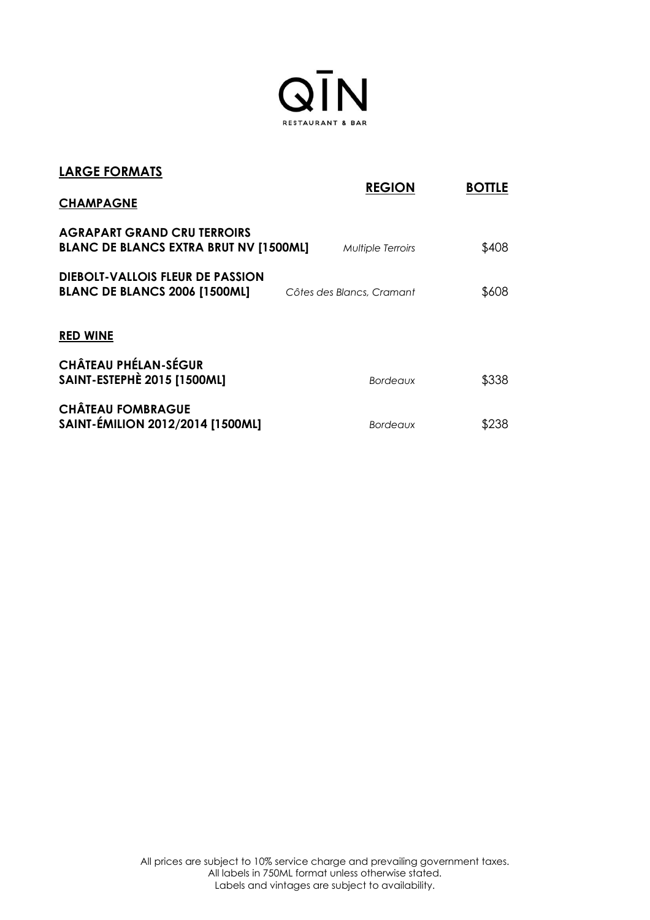# QĪN

RESTAURANT & BAR

## LARGE FORMATS

| | REGION | BOTTLE |
|---|---|---|
| **CHAMPAGNE** | | |
| **AGRAPART GRAND CRU TERROIRS BLANC DE BLANCS EXTRA BRUT NV [1500ML]** | *Multiple Terroirs* | $408 |
| **DIEBOLT-VALLOIS FLEUR DE PASSION BLANC DE BLANCS 2006 [1500ML]** | *Côtes des Blancs, Cramant* | $608 |
| **RED WINE** | | |
| **CHÂTEAU PHÉLAN-SÉGUR SAINT-ESTEPHÈ 2015 [1500ML]** | *Bordeaux* | $338 |
| **CHÂTEAU FOMBRAGUE SAINT-ÉMILION 2012/2014 [1500ML]** | *Bordeaux* | $238 |

All prices are subject to 10% service charge and prevailing government taxes.
All labels in 750ML format unless otherwise stated.
Labels and vintages are subject to availability.